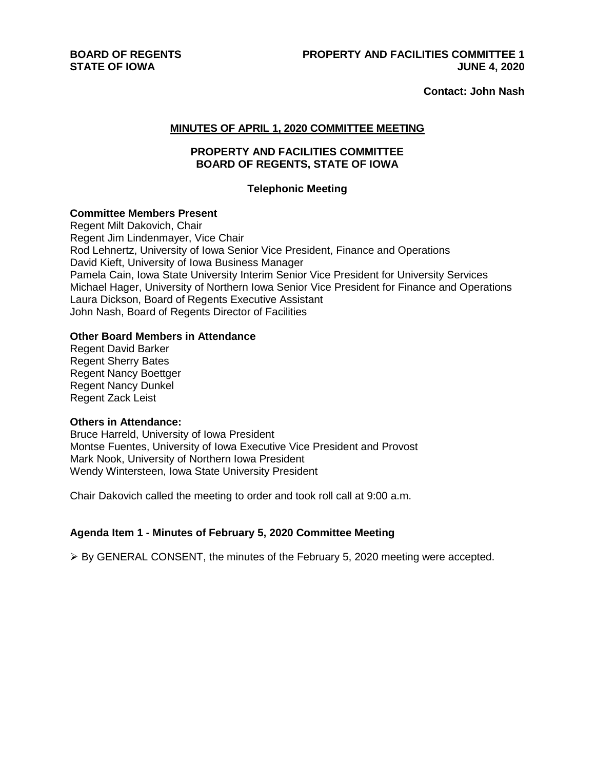**BOARD OF REGENTS**
**STATE OF IOWA**

**PROPERTY AND FACILITIES COMMITTEE 1**
**JUNE 4, 2020**

**Contact: John Nash**

## MINUTES OF APRIL 1, 2020 COMMITTEE MEETING

### PROPERTY AND FACILITIES COMMITTEE
### BOARD OF REGENTS, STATE OF IOWA

**Telephonic Meeting**

**Committee Members Present**
Regent Milt Dakovich, Chair
Regent Jim Lindenmayer, Vice Chair
Rod Lehnertz, University of Iowa Senior Vice President, Finance and Operations
David Kieft, University of Iowa Business Manager
Pamela Cain, Iowa State University Interim Senior Vice President for University Services
Michael Hager, University of Northern Iowa Senior Vice President for Finance and Operations
Laura Dickson, Board of Regents Executive Assistant
John Nash, Board of Regents Director of Facilities

**Other Board Members in Attendance**
Regent David Barker
Regent Sherry Bates
Regent Nancy Boettger
Regent Nancy Dunkel
Regent Zack Leist

**Others in Attendance:**
Bruce Harreld, University of Iowa President
Montse Fuentes, University of Iowa Executive Vice President and Provost
Mark Nook, University of Northern Iowa President
Wendy Wintersteen, Iowa State University President

Chair Dakovich called the meeting to order and took roll call at 9:00 a.m.

**Agenda Item 1 - Minutes of February 5, 2020 Committee Meeting**

- By GENERAL CONSENT, the minutes of the February 5, 2020 meeting were accepted.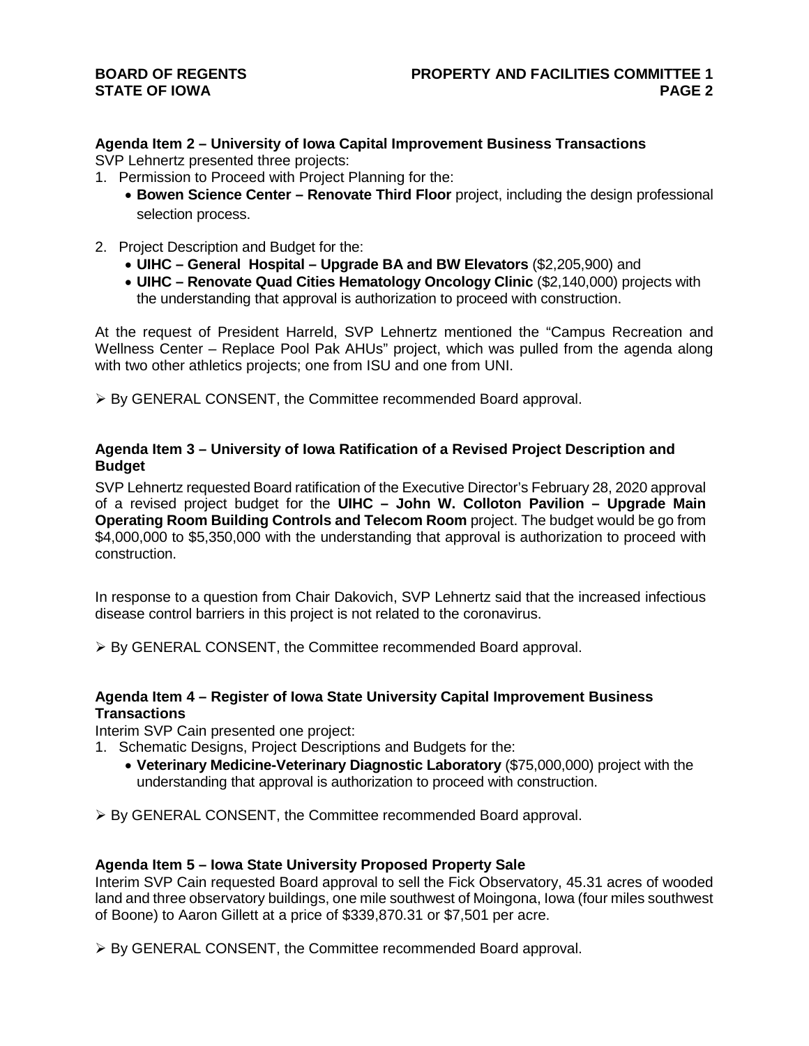**Agenda Item 2 – University of Iowa Capital Improvement Business Transactions**

SVP Lehnertz presented three projects:

1. Permission to Proceed with Project Planning for the:
   - **Bowen Science Center – Renovate Third Floor** project, including the design professional selection process.

2. Project Description and Budget for the:
   - **UIHC – General Hospital – Upgrade BA and BW Elevators** ($2,205,900) and
   - **UIHC – Renovate Quad Cities Hematology Oncology Clinic** ($2,140,000) projects with the understanding that approval is authorization to proceed with construction.

At the request of President Harreld, SVP Lehnertz mentioned the "Campus Recreation and Wellness Center – Replace Pool Pak AHUs" project, which was pulled from the agenda along with two other athletics projects; one from ISU and one from UNI.

➢ By GENERAL CONSENT, the Committee recommended Board approval.

**Agenda Item 3 – University of Iowa Ratification of a Revised Project Description and Budget**

SVP Lehnertz requested Board ratification of the Executive Director's February 28, 2020 approval of a revised project budget for the **UIHC – John W. Colloton Pavilion – Upgrade Main Operating Room Building Controls and Telecom Room** project. The budget would be go from $4,000,000 to $5,350,000 with the understanding that approval is authorization to proceed with construction.

In response to a question from Chair Dakovich, SVP Lehnertz said that the increased infectious disease control barriers in this project is not related to the coronavirus.

➢ By GENERAL CONSENT, the Committee recommended Board approval.

**Agenda Item 4 – Register of Iowa State University Capital Improvement Business Transactions**

Interim SVP Cain presented one project:

1. Schematic Designs, Project Descriptions and Budgets for the:
   - **Veterinary Medicine-Veterinary Diagnostic Laboratory** ($75,000,000) project with the understanding that approval is authorization to proceed with construction.

➢ By GENERAL CONSENT, the Committee recommended Board approval.

**Agenda Item 5 – Iowa State University Proposed Property Sale**

Interim SVP Cain requested Board approval to sell the Fick Observatory, 45.31 acres of wooded land and three observatory buildings, one mile southwest of Moingona, Iowa (four miles southwest of Boone) to Aaron Gillett at a price of $339,870.31 or $7,501 per acre.

➢ By GENERAL CONSENT, the Committee recommended Board approval.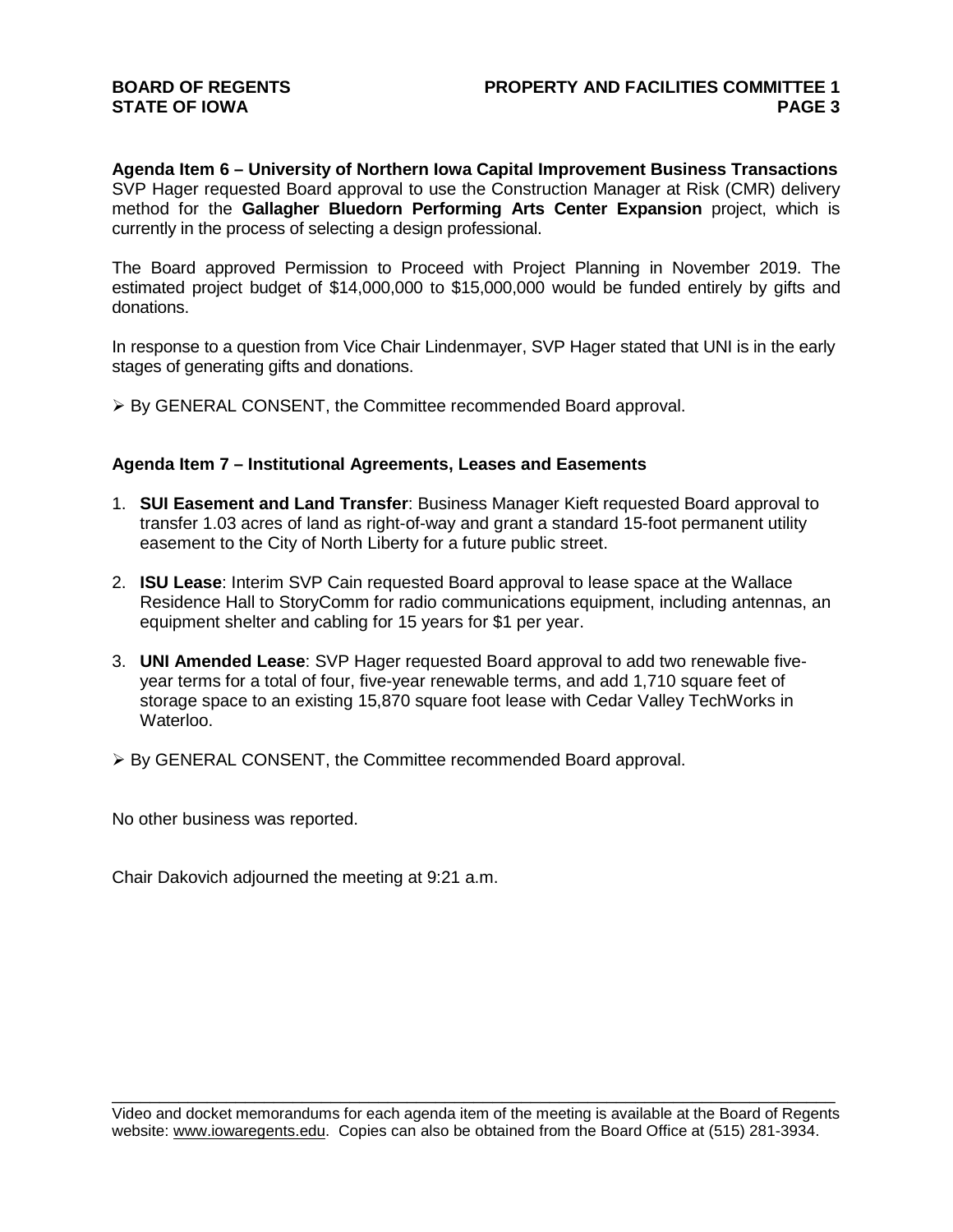**Agenda Item 6 – University of Northern Iowa Capital Improvement Business Transactions**
SVP Hager requested Board approval to use the Construction Manager at Risk (CMR) delivery method for the **Gallagher Bluedorn Performing Arts Center Expansion** project, which is currently in the process of selecting a design professional.

The Board approved Permission to Proceed with Project Planning in November 2019. The estimated project budget of $14,000,000 to $15,000,000 would be funded entirely by gifts and donations.

In response to a question from Vice Chair Lindenmayer, SVP Hager stated that UNI is in the early stages of generating gifts and donations.

➢ By GENERAL CONSENT, the Committee recommended Board approval.

**Agenda Item 7 – Institutional Agreements, Leases and Easements**

1. **SUI Easement and Land Transfer**: Business Manager Kieft requested Board approval to transfer 1.03 acres of land as right-of-way and grant a standard 15-foot permanent utility easement to the City of North Liberty for a future public street.
2. **ISU Lease**: Interim SVP Cain requested Board approval to lease space at the Wallace Residence Hall to StoryComm for radio communications equipment, including antennas, an equipment shelter and cabling for 15 years for $1 per year.
3. **UNI Amended Lease**: SVP Hager requested Board approval to add two renewable five-year terms for a total of four, five-year renewable terms, and add 1,710 square feet of storage space to an existing 15,870 square foot lease with Cedar Valley TechWorks in Waterloo.

➢ By GENERAL CONSENT, the Committee recommended Board approval.

No other business was reported.

Chair Dakovich adjourned the meeting at 9:21 a.m.

Video and docket memorandums for each agenda item of the meeting is available at the Board of Regents website: www.iowaregents.edu. Copies can also be obtained from the Board Office at (515) 281-3934.